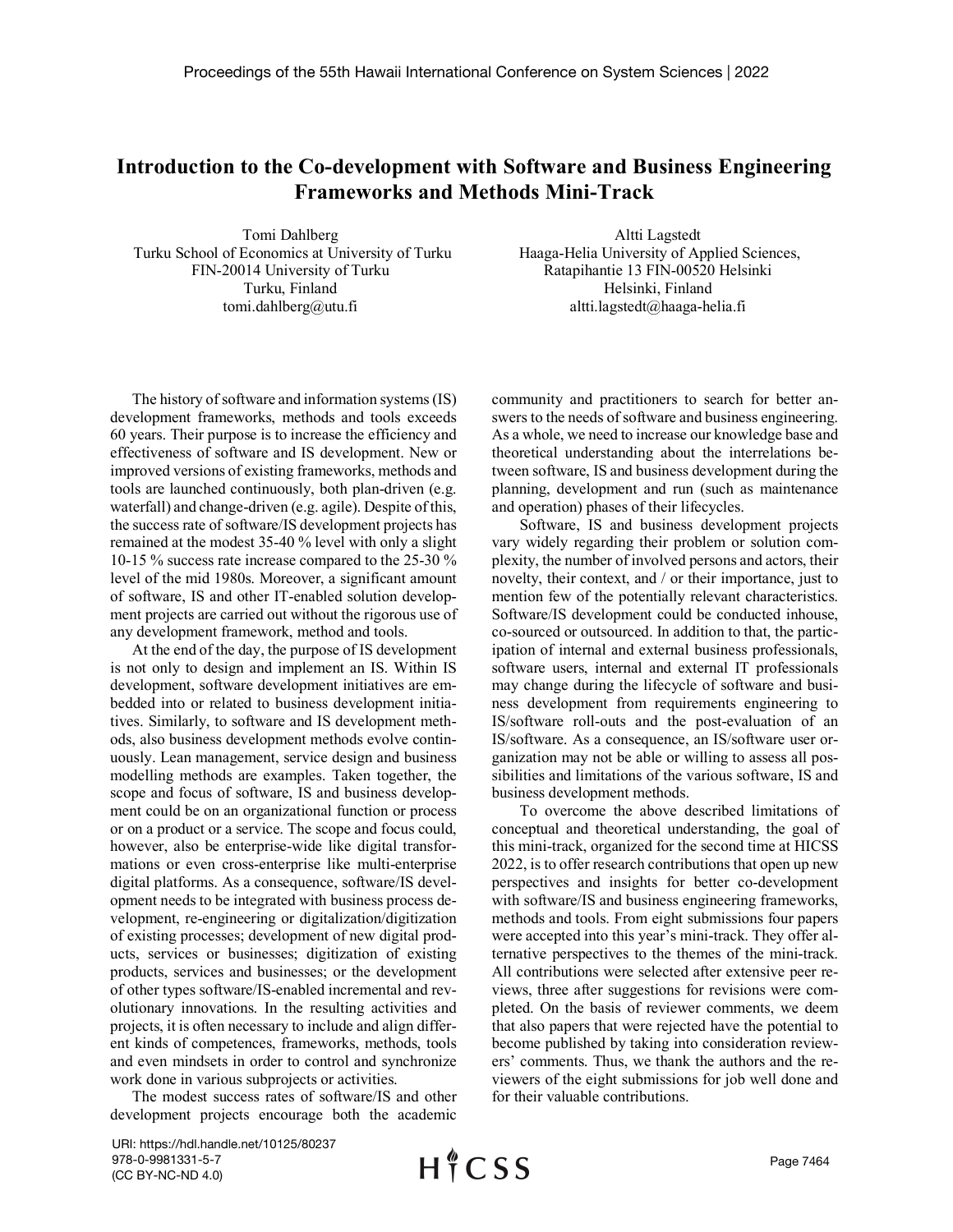# Introduction to the Co-development with Software and Business Engineering Frameworks and Methods Mini-Track

Tomi Dahlberg
Turku School of Economics at University of Turku
FIN-20014 University of Turku
Turku, Finland
tomi.dahlberg@utu.fi

Altti Lagstedt
Haaga-Helia University of Applied Sciences,
Ratapihantie 13 FIN-00520 Helsinki
Helsinki, Finland
altti.lagstedt@haaga-helia.fi

The history of software and information systems (IS) development frameworks, methods and tools exceeds 60 years. Their purpose is to increase the efficiency and effectiveness of software and IS development. New or improved versions of existing frameworks, methods and tools are launched continuously, both plan-driven (e.g. waterfall) and change-driven (e.g. agile). Despite of this, the success rate of software/IS development projects has remained at the modest 35-40 % level with only a slight 10-15 % success rate increase compared to the 25-30 % level of the mid 1980s. Moreover, a significant amount of software, IS and other IT-enabled solution development projects are carried out without the rigorous use of any development framework, method and tools.

At the end of the day, the purpose of IS development is not only to design and implement an IS. Within IS development, software development initiatives are embedded into or related to business development initiatives. Similarly, to software and IS development methods, also business development methods evolve continuously. Lean management, service design and business modelling methods are examples. Taken together, the scope and focus of software, IS and business development could be on an organizational function or process or on a product or a service. The scope and focus could, however, also be enterprise-wide like digital transformations or even cross-enterprise like multi-enterprise digital platforms. As a consequence, software/IS development needs to be integrated with business process development, re-engineering or digitalization/digitization of existing processes; development of new digital products, services or businesses; digitization of existing products, services and businesses; or the development of other types software/IS-enabled incremental and revolutionary innovations. In the resulting activities and projects, it is often necessary to include and align different kinds of competences, frameworks, methods, tools and even mindsets in order to control and synchronize work done in various subprojects or activities.

The modest success rates of software/IS and other development projects encourage both the academic community and practitioners to search for better answers to the needs of software and business engineering. As a whole, we need to increase our knowledge base and theoretical understanding about the interrelations between software, IS and business development during the planning, development and run (such as maintenance and operation) phases of their lifecycles.

Software, IS and business development projects vary widely regarding their problem or solution complexity, the number of involved persons and actors, their novelty, their context, and / or their importance, just to mention few of the potentially relevant characteristics. Software/IS development could be conducted inhouse, co-sourced or outsourced. In addition to that, the participation of internal and external business professionals, software users, internal and external IT professionals may change during the lifecycle of software and business development from requirements engineering to IS/software roll-outs and the post-evaluation of an IS/software. As a consequence, an IS/software user organization may not be able or willing to assess all possibilities and limitations of the various software, IS and business development methods.

To overcome the above described limitations of conceptual and theoretical understanding, the goal of this mini-track, organized for the second time at HICSS 2022, is to offer research contributions that open up new perspectives and insights for better co-development with software/IS and business engineering frameworks, methods and tools. From eight submissions four papers were accepted into this year's mini-track. They offer alternative perspectives to the themes of the mini-track. All contributions were selected after extensive peer reviews, three after suggestions for revisions were completed. On the basis of reviewer comments, we deem that also papers that were rejected have the potential to become published by taking into consideration reviewers' comments. Thus, we thank the authors and the reviewers of the eight submissions for job well done and for their valuable contributions.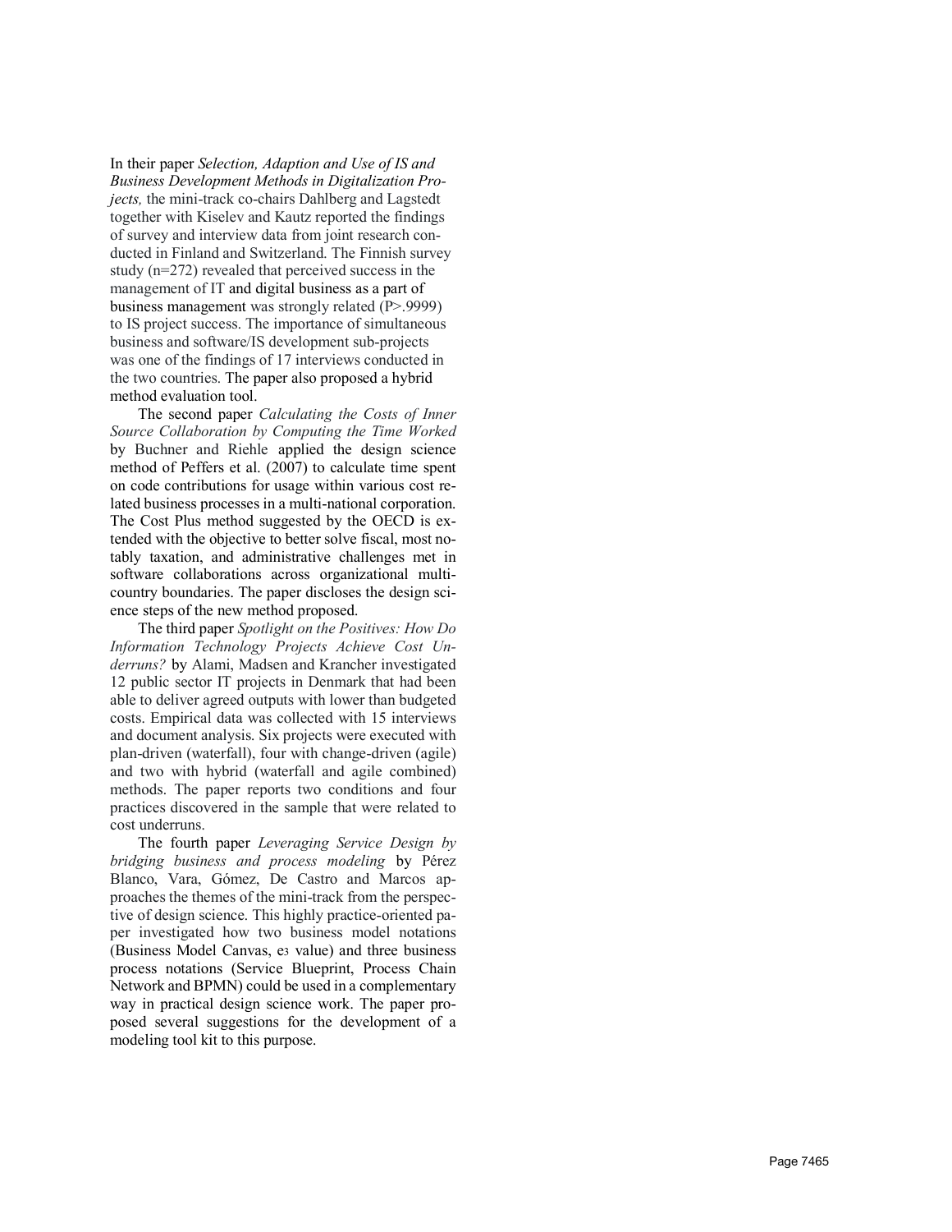In their paper *Selection, Adaption and Use of IS and Business Development Methods in Digitalization Projects,* the mini-track co-chairs Dahlberg and Lagstedt together with Kiselev and Kautz reported the findings of survey and interview data from joint research conducted in Finland and Switzerland. The Finnish survey study (n=272) revealed that perceived success in the management of IT and digital business as a part of business management was strongly related (P>.9999) to IS project success. The importance of simultaneous business and software/IS development sub-projects was one of the findings of 17 interviews conducted in the two countries. The paper also proposed a hybrid method evaluation tool.

The second paper *Calculating the Costs of Inner Source Collaboration by Computing the Time Worked* by Buchner and Riehle applied the design science method of Peffers et al. (2007) to calculate time spent on code contributions for usage within various cost related business processes in a multi-national corporation. The Cost Plus method suggested by the OECD is extended with the objective to better solve fiscal, most notably taxation, and administrative challenges met in software collaborations across organizational multi-country boundaries. The paper discloses the design science steps of the new method proposed.

The third paper *Spotlight on the Positives: How Do Information Technology Projects Achieve Cost Underruns?* by Alami, Madsen and Krancher investigated 12 public sector IT projects in Denmark that had been able to deliver agreed outputs with lower than budgeted costs. Empirical data was collected with 15 interviews and document analysis. Six projects were executed with plan-driven (waterfall), four with change-driven (agile) and two with hybrid (waterfall and agile combined) methods. The paper reports two conditions and four practices discovered in the sample that were related to cost underruns.

The fourth paper *Leveraging Service Design by bridging business and process modeling* by Pérez Blanco, Vara, Gómez, De Castro and Marcos approaches the themes of the mini-track from the perspective of design science. This highly practice-oriented paper investigated how two business model notations (Business Model Canvas, $e_3$ value) and three business process notations (Service Blueprint, Process Chain Network and BPMN) could be used in a complementary way in practical design science work. The paper proposed several suggestions for the development of a modeling tool kit to this purpose.